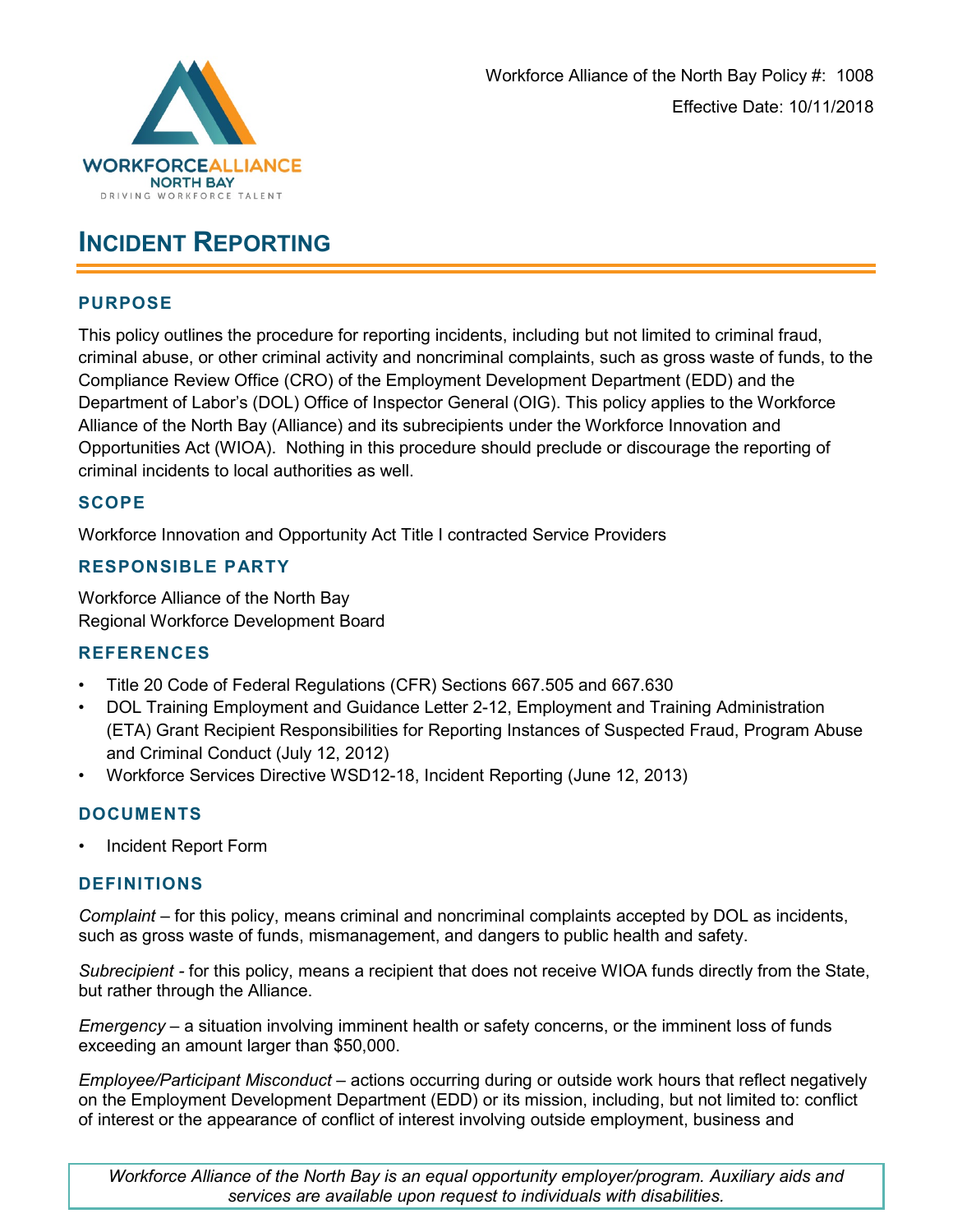Workforce Alliance of the North Bay Policy #: 1008

Effective Date: 10/11/2018

# INCIDENT REPORTING

## PURPOSE

This policy outlines the procedure for reporting incidents, including but not limited to criminal fraud, criminal abuse, or other criminal activity and noncriminal complaints, such as gross waste of funds, to the Compliance Review Office (CRO) of the Employment Development Department (EDD) and the Department of Labor's (DOL) Office of Inspector General (OIG). This policy applies to the Workforce Alliance of the North Bay (Alliance) and its subrecipients under the Workforce Innovation and Opportunities Act (WIOA). Nothing in this procedure should preclude or discourage the reporting of criminal incidents to local authorities as well.

## SCOPE

Workforce Innovation and Opportunity Act Title I contracted Service Providers

## RESPONSIBLE PARTY

Workforce Alliance of the North Bay
Regional Workforce Development Board

## REFERENCES

- Title 20 Code of Federal Regulations (CFR) Sections 667.505 and 667.630
- DOL Training Employment and Guidance Letter 2-12, Employment and Training Administration (ETA) Grant Recipient Responsibilities for Reporting Instances of Suspected Fraud, Program Abuse and Criminal Conduct (July 12, 2012)
- Workforce Services Directive WSD12-18, Incident Reporting (June 12, 2013)

## DOCUMENTS

- Incident Report Form

## DEFINITIONS

*Complaint* – for this policy, means criminal and noncriminal complaints accepted by DOL as incidents, such as gross waste of funds, mismanagement, and dangers to public health and safety.

*Subrecipient* - for this policy, means a recipient that does not receive WIOA funds directly from the State, but rather through the Alliance.

*Emergency* – a situation involving imminent health or safety concerns, or the imminent loss of funds exceeding an amount larger than $50,000.

*Employee/Participant Misconduct* – actions occurring during or outside work hours that reflect negatively on the Employment Development Department (EDD) or its mission, including, but not limited to: conflict of interest or the appearance of conflict of interest involving outside employment, business and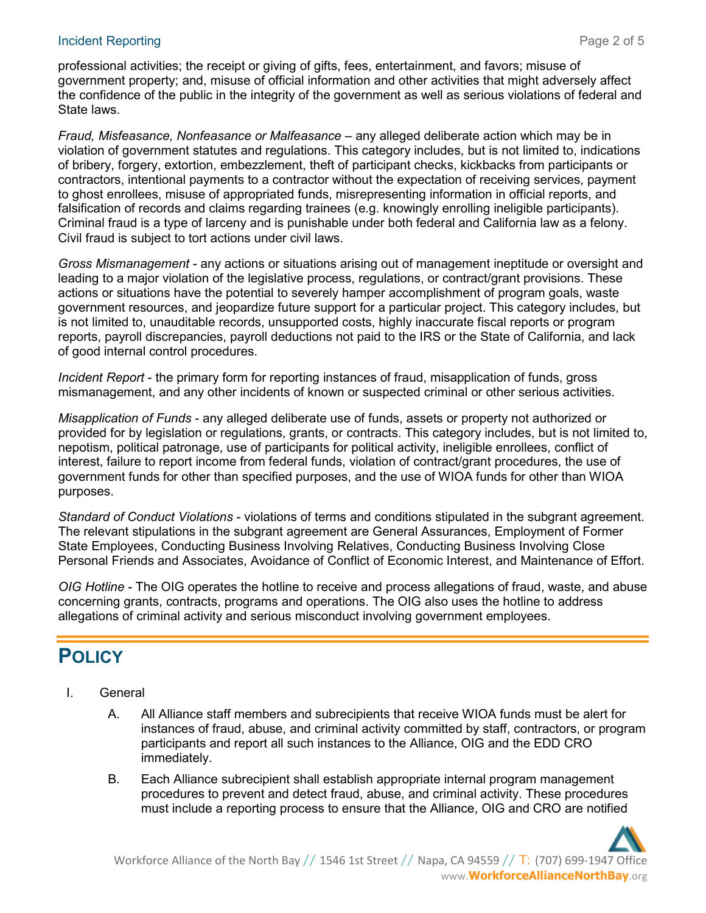professional activities; the receipt or giving of gifts, fees, entertainment, and favors; misuse of government property; and, misuse of official information and other activities that might adversely affect the confidence of the public in the integrity of the government as well as serious violations of federal and State laws.

*Fraud, Misfeasance, Nonfeasance or Malfeasance* – any alleged deliberate action which may be in violation of government statutes and regulations. This category includes, but is not limited to, indications of bribery, forgery, extortion, embezzlement, theft of participant checks, kickbacks from participants or contractors, intentional payments to a contractor without the expectation of receiving services, payment to ghost enrollees, misuse of appropriated funds, misrepresenting information in official reports, and falsification of records and claims regarding trainees (e.g. knowingly enrolling ineligible participants). Criminal fraud is a type of larceny and is punishable under both federal and California law as a felony. Civil fraud is subject to tort actions under civil laws.

*Gross Mismanagement* - any actions or situations arising out of management ineptitude or oversight and leading to a major violation of the legislative process, regulations, or contract/grant provisions. These actions or situations have the potential to severely hamper accomplishment of program goals, waste government resources, and jeopardize future support for a particular project. This category includes, but is not limited to, unauditable records, unsupported costs, highly inaccurate fiscal reports or program reports, payroll discrepancies, payroll deductions not paid to the IRS or the State of California, and lack of good internal control procedures.

*Incident Report* - the primary form for reporting instances of fraud, misapplication of funds, gross mismanagement, and any other incidents of known or suspected criminal or other serious activities.

*Misapplication of Funds* - any alleged deliberate use of funds, assets or property not authorized or provided for by legislation or regulations, grants, or contracts. This category includes, but is not limited to, nepotism, political patronage, use of participants for political activity, ineligible enrollees, conflict of interest, failure to report income from federal funds, violation of contract/grant procedures, the use of government funds for other than specified purposes, and the use of WIOA funds for other than WIOA purposes.

*Standard of Conduct Violations* - violations of terms and conditions stipulated in the subgrant agreement. The relevant stipulations in the subgrant agreement are General Assurances, Employment of Former State Employees, Conducting Business Involving Relatives, Conducting Business Involving Close Personal Friends and Associates, Avoidance of Conflict of Economic Interest, and Maintenance of Effort.

*OIG Hotline* - The OIG operates the hotline to receive and process allegations of fraud, waste, and abuse concerning grants, contracts, programs and operations. The OIG also uses the hotline to address allegations of criminal activity and serious misconduct involving government employees.

# POLICY

I. General

   A. All Alliance staff members and subrecipients that receive WIOA funds must be alert for instances of fraud, abuse, and criminal activity committed by staff, contractors, or program participants and report all such instances to the Alliance, OIG and the EDD CRO immediately.

   B. Each Alliance subrecipient shall establish appropriate internal program management procedures to prevent and detect fraud, abuse, and criminal activity. These procedures must include a reporting process to ensure that the Alliance, OIG and CRO are notified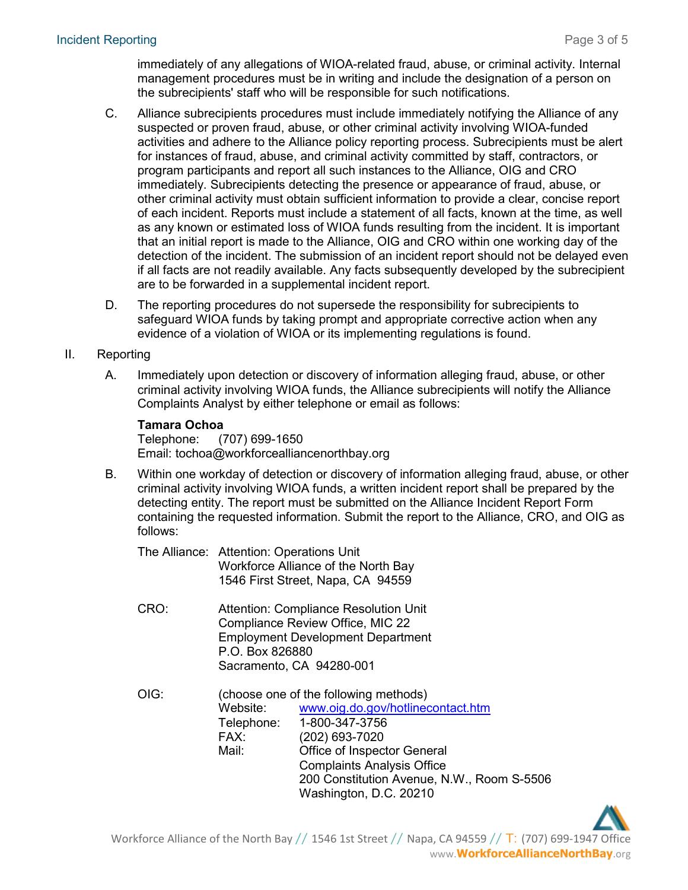immediately of any allegations of WIOA-related fraud, abuse, or criminal activity. Internal management procedures must be in writing and include the designation of a person on the subrecipients' staff who will be responsible for such notifications.

C. Alliance subrecipients procedures must include immediately notifying the Alliance of any suspected or proven fraud, abuse, or other criminal activity involving WIOA-funded activities and adhere to the Alliance policy reporting process. Subrecipients must be alert for instances of fraud, abuse, and criminal activity committed by staff, contractors, or program participants and report all such instances to the Alliance, OIG and CRO immediately. Subrecipients detecting the presence or appearance of fraud, abuse, or other criminal activity must obtain sufficient information to provide a clear, concise report of each incident. Reports must include a statement of all facts, known at the time, as well as any known or estimated loss of WIOA funds resulting from the incident. It is important that an initial report is made to the Alliance, OIG and CRO within one working day of the detection of the incident. The submission of an incident report should not be delayed even if all facts are not readily available. Any facts subsequently developed by the subrecipient are to be forwarded in a supplemental incident report.

D. The reporting procedures do not supersede the responsibility for subrecipients to safeguard WIOA funds by taking prompt and appropriate corrective action when any evidence of a violation of WIOA or its implementing regulations is found.

II. Reporting

A. Immediately upon detection or discovery of information alleging fraud, abuse, or other criminal activity involving WIOA funds, the Alliance subrecipients will notify the Alliance Complaints Analyst by either telephone or email as follows:

**Tamara Ochoa**
Telephone: (707) 699-1650
Email: tochoa@workforcealliancenorthbay.org

B. Within one workday of detection or discovery of information alleging fraud, abuse, or other criminal activity involving WIOA funds, a written incident report shall be prepared by the detecting entity. The report must be submitted on the Alliance Incident Report Form containing the requested information. Submit the report to the Alliance, CRO, and OIG as follows:

The Alliance: Attention: Operations Unit
Workforce Alliance of the North Bay
1546 First Street, Napa, CA 94559

CRO: Attention: Compliance Resolution Unit
Compliance Review Office, MIC 22
Employment Development Department
P.O. Box 826880
Sacramento, CA 94280-001

OIG: (choose one of the following methods)
Website: www.oig.do.gov/hotlinecontact.htm
Telephone: 1-800-347-3756
FAX: (202) 693-7020
Mail: Office of Inspector General
Complaints Analysis Office
200 Constitution Avenue, N.W., Room S-5506
Washington, D.C. 20210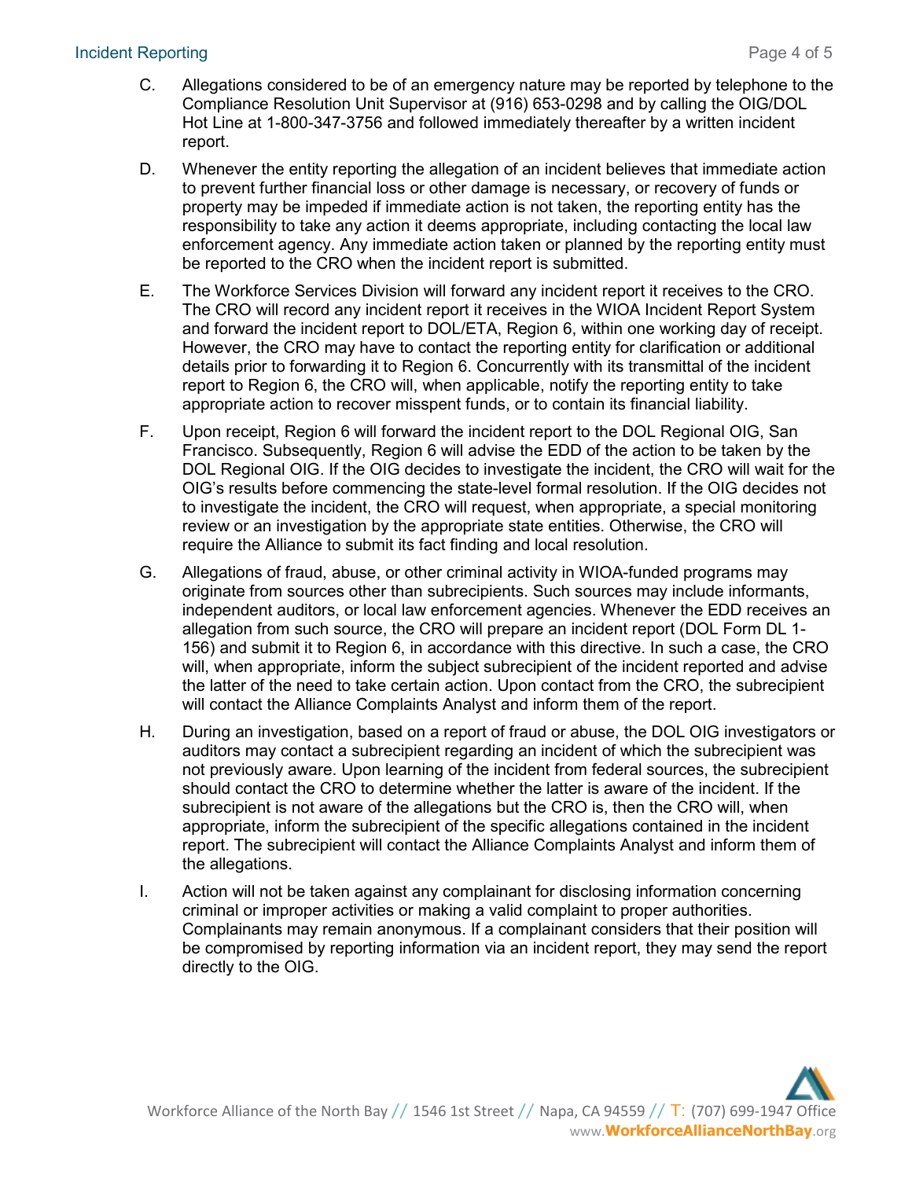C. Allegations considered to be of an emergency nature may be reported by telephone to the Compliance Resolution Unit Supervisor at (916) 653-0298 and by calling the OIG/DOL Hot Line at 1-800-347-3756 and followed immediately thereafter by a written incident report.

D. Whenever the entity reporting the allegation of an incident believes that immediate action to prevent further financial loss or other damage is necessary, or recovery of funds or property may be impeded if immediate action is not taken, the reporting entity has the responsibility to take any action it deems appropriate, including contacting the local law enforcement agency. Any immediate action taken or planned by the reporting entity must be reported to the CRO when the incident report is submitted.

E. The Workforce Services Division will forward any incident report it receives to the CRO. The CRO will record any incident report it receives in the WIOA Incident Report System and forward the incident report to DOL/ETA, Region 6, within one working day of receipt. However, the CRO may have to contact the reporting entity for clarification or additional details prior to forwarding it to Region 6. Concurrently with its transmittal of the incident report to Region 6, the CRO will, when applicable, notify the reporting entity to take appropriate action to recover misspent funds, or to contain its financial liability.

F. Upon receipt, Region 6 will forward the incident report to the DOL Regional OIG, San Francisco. Subsequently, Region 6 will advise the EDD of the action to be taken by the DOL Regional OIG. If the OIG decides to investigate the incident, the CRO will wait for the OIG's results before commencing the state-level formal resolution. If the OIG decides not to investigate the incident, the CRO will request, when appropriate, a special monitoring review or an investigation by the appropriate state entities. Otherwise, the CRO will require the Alliance to submit its fact finding and local resolution.

G. Allegations of fraud, abuse, or other criminal activity in WIOA-funded programs may originate from sources other than subrecipients. Such sources may include informants, independent auditors, or local law enforcement agencies. Whenever the EDD receives an allegation from such source, the CRO will prepare an incident report (DOL Form DL 1-156) and submit it to Region 6, in accordance with this directive. In such a case, the CRO will, when appropriate, inform the subject subrecipient of the incident reported and advise the latter of the need to take certain action. Upon contact from the CRO, the subrecipient will contact the Alliance Complaints Analyst and inform them of the report.

H. During an investigation, based on a report of fraud or abuse, the DOL OIG investigators or auditors may contact a subrecipient regarding an incident of which the subrecipient was not previously aware. Upon learning of the incident from federal sources, the subrecipient should contact the CRO to determine whether the latter is aware of the incident. If the subrecipient is not aware of the allegations but the CRO is, then the CRO will, when appropriate, inform the subrecipient of the specific allegations contained in the incident report. The subrecipient will contact the Alliance Complaints Analyst and inform them of the allegations.

I. Action will not be taken against any complainant for disclosing information concerning criminal or improper activities or making a valid complaint to proper authorities. Complainants may remain anonymous. If a complainant considers that their position will be compromised by reporting information via an incident report, they may send the report directly to the OIG.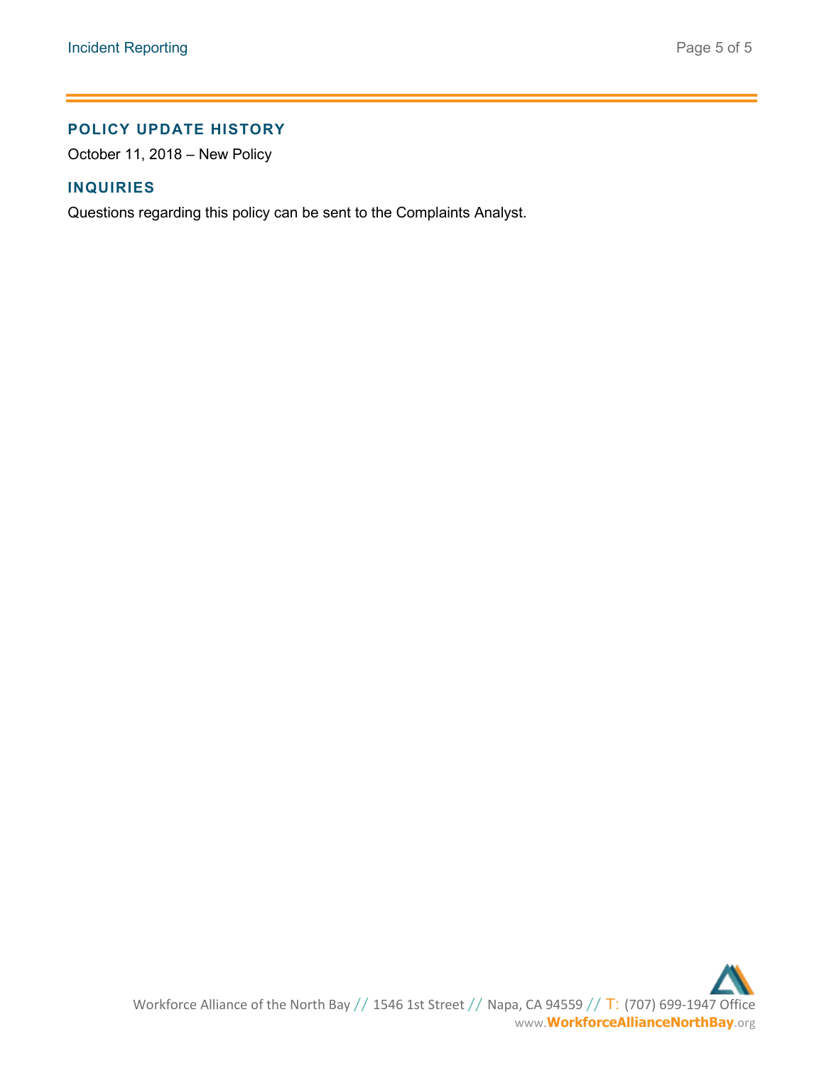## POLICY UPDATE HISTORY

October 11, 2018 – New Policy

## INQUIRIES

Questions regarding this policy can be sent to the Complaints Analyst.